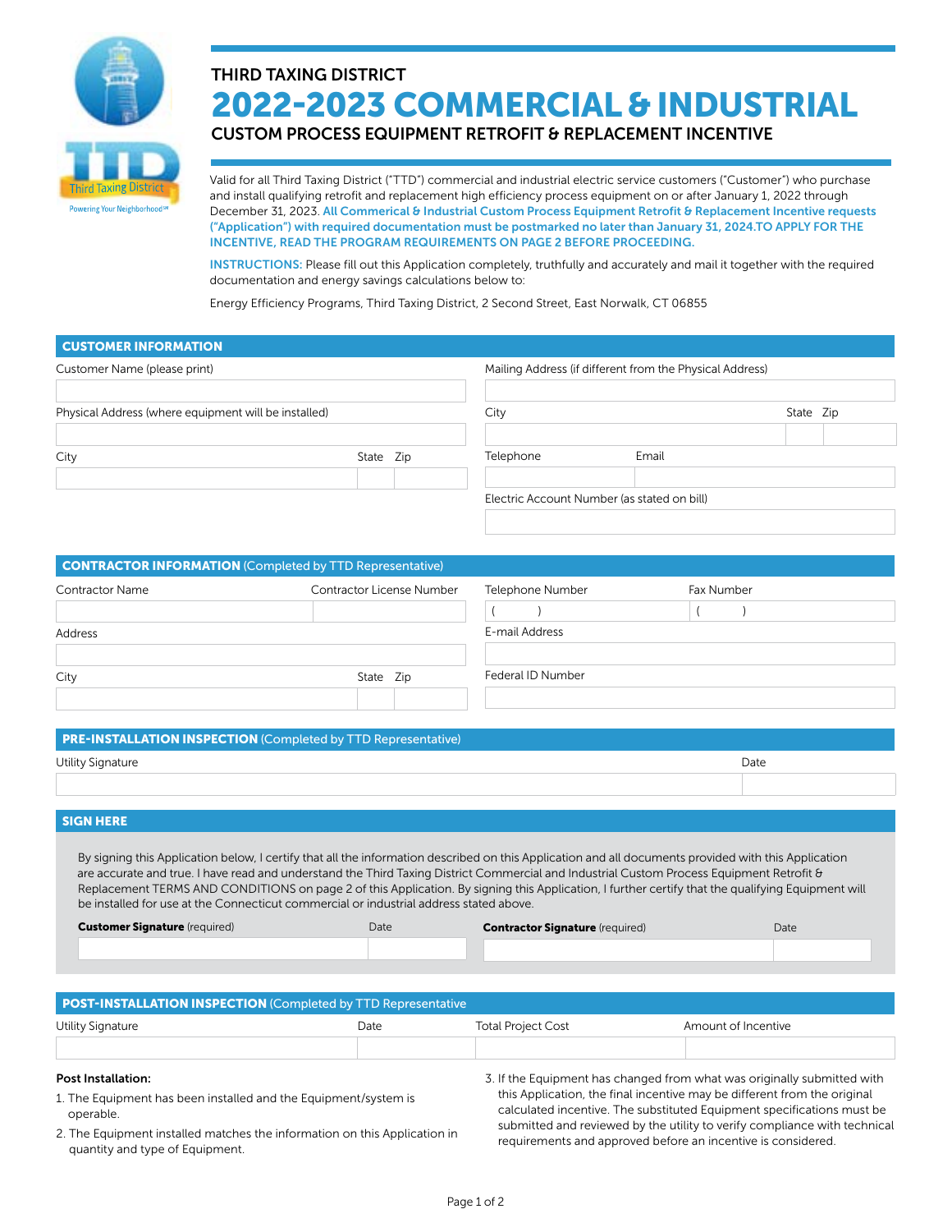THIRD TAXING DISTRICT

# 2022-2023 COMMERCIAL & INDUSTRIAL

## CUSTOM PROCESS EQUIPMENT RETROFIT & REPLACEMENT INCENTIVE

Valid for all Third Taxing District ("TTD") commercial and industrial electric service customers ("Customer") who purchase and install qualifying retrofit and replacement high efficiency process equipment on or after January 1, 2022 through December 31, 2023. **All Commerical & Industrial Custom Process Equipment Retrofit & Replacement Incentive requests ("Application") with required documentation must be postmarked no later than January 31, 2024.TO APPLY FOR THE INCENTIVE, READ THE PROGRAM REQUIREMENTS ON PAGE 2 BEFORE PROCEEDING.**

**INSTRUCTIONS:** Please fill out this Application completely, truthfully and accurately and mail it together with the required documentation and energy savings calculations below to:

Energy Efficiency Programs, Third Taxing District, 2 Second Street, East Norwalk, CT 06855

### CUSTOMER INFORMATION

| Customer Name (please print) | | | Mailing Address (if different from the Physical Address) | | |
|---|---|---|---|---|---|
| | | | | | |
| Physical Address (where equipment will be installed) | | | City | State | Zip |
| | | | | | |
| City | State | Zip | Telephone | Email | |
| | | | | | |
| | | | Electric Account Number (as stated on bill) | | |
| | | | | | |

### CONTRACTOR INFORMATION (Completed by TTD Representative)

| Contractor Name | Contractor License Number | | Telephone Number | Fax Number |
|---|---|---|---|---|
| | | | ( ) | ( ) |
| Address | | | E-mail Address | |
| | | | | |
| City | State | Zip | Federal ID Number | |
| | | | | |

### PRE-INSTALLATION INSPECTION (Completed by TTD Representative)

| Utility Signature | Date |
|---|---|
| | |

### SIGN HERE

By signing this Application below, I certify that all the information described on this Application and all documents provided with this Application are accurate and true. I have read and understand the Third Taxing District Commercial and Industrial Custom Process Equipment Retrofit & Replacement TERMS AND CONDITIONS on page 2 of this Application. By signing this Application, I further certify that the qualifying Equipment will be installed for use at the Connecticut commercial or industrial address stated above.

| **Customer Signature** (required) | Date | **Contractor Signature** (required) | Date |
|---|---|---|---|
| | | | |

### POST-INSTALLATION INSPECTION (Completed by TTD Representative

| Utility Signature | Date | Total Project Cost | Amount of Incentive |
|---|---|---|---|
| | | | |

**Post Installation:**

1. The Equipment has been installed and the Equipment/system is operable.
2. The Equipment installed matches the information on this Application in quantity and type of Equipment.
3. If the Equipment has changed from what was originally submitted with this Application, the final incentive may be different from the original calculated incentive. The substituted Equipment specifications must be submitted and reviewed by the utility to verify compliance with technical requirements and approved before an incentive is considered.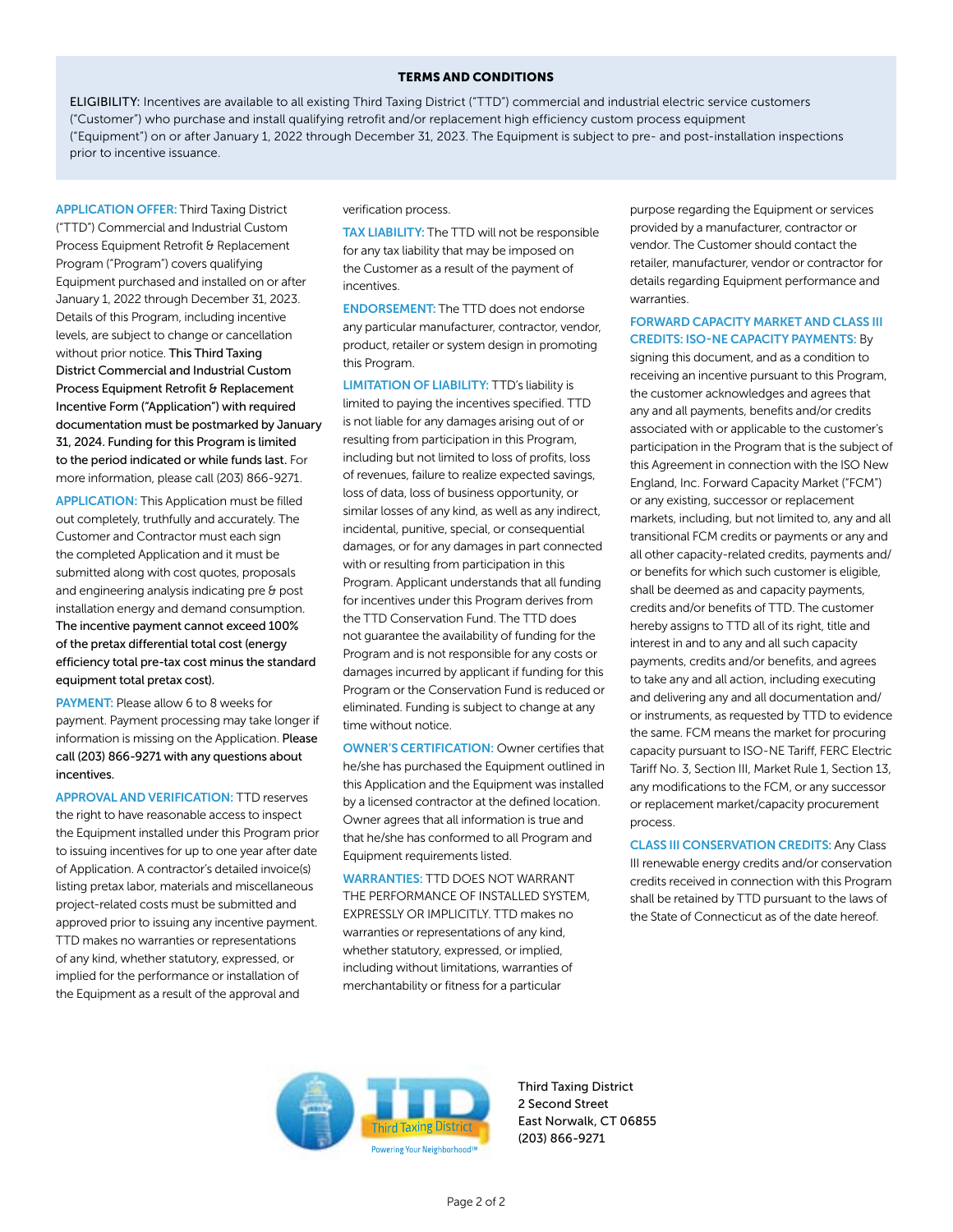## TERMS AND CONDITIONS

ELIGIBILITY: Incentives are available to all existing Third Taxing District ("TTD") commercial and industrial electric service customers ("Customer") who purchase and install qualifying retrofit and/or replacement high efficiency custom process equipment ("Equipment") on or after January 1, 2022 through December 31, 2023. The Equipment is subject to pre- and post-installation inspections prior to incentive issuance.

**APPLICATION OFFER:** Third Taxing District ("TTD") Commercial and Industrial Custom Process Equipment Retrofit & Replacement Program ("Program") covers qualifying Equipment purchased and installed on or after January 1, 2022 through December 31, 2023. Details of this Program, including incentive levels, are subject to change or cancellation without prior notice. **This Third Taxing District Commercial and Industrial Custom Process Equipment Retrofit & Replacement Incentive Form ("Application") with required documentation must be postmarked by January 31, 2024. Funding for this Program is limited to the period indicated or while funds last.** For more information, please call (203) 866-9271.

**APPLICATION:** This Application must be filled out completely, truthfully and accurately. The Customer and Contractor must each sign the completed Application and it must be submitted along with cost quotes, proposals and engineering analysis indicating pre & post installation energy and demand consumption. **The incentive payment cannot exceed 100% of the pretax differential total cost (energy efficiency total pre-tax cost minus the standard equipment total pretax cost).**

**PAYMENT:** Please allow 6 to 8 weeks for payment. Payment processing may take longer if information is missing on the Application. **Please call (203) 866-9271 with any questions about incentives.**

**APPROVAL AND VERIFICATION:** TTD reserves the right to have reasonable access to inspect the Equipment installed under this Program prior to issuing incentives for up to one year after date of Application. A contractor's detailed invoice(s) listing pretax labor, materials and miscellaneous project-related costs must be submitted and approved prior to issuing any incentive payment. TTD makes no warranties or representations of any kind, whether statutory, expressed, or implied for the performance or installation of the Equipment as a result of the approval and verification process.

**TAX LIABILITY:** The TTD will not be responsible for any tax liability that may be imposed on the Customer as a result of the payment of incentives.

**ENDORSEMENT:** The TTD does not endorse any particular manufacturer, contractor, vendor, product, retailer or system design in promoting this Program.

**LIMITATION OF LIABILITY:** TTD's liability is limited to paying the incentives specified. TTD is not liable for any damages arising out of or resulting from participation in this Program, including but not limited to loss of profits, loss of revenues, failure to realize expected savings, loss of data, loss of business opportunity, or similar losses of any kind, as well as any indirect, incidental, punitive, special, or consequential damages, or for any damages in part connected with or resulting from participation in this Program. Applicant understands that all funding for incentives under this Program derives from the TTD Conservation Fund. The TTD does not guarantee the availability of funding for the Program and is not responsible for any costs or damages incurred by applicant if funding for this Program or the Conservation Fund is reduced or eliminated. Funding is subject to change at any time without notice.

**OWNER'S CERTIFICATION:** Owner certifies that he/she has purchased the Equipment outlined in this Application and the Equipment was installed by a licensed contractor at the defined location. Owner agrees that all information is true and that he/she has conformed to all Program and Equipment requirements listed.

**WARRANTIES:** TTD DOES NOT WARRANT THE PERFORMANCE OF INSTALLED SYSTEM, EXPRESSLY OR IMPLICITLY. TTD makes no warranties or representations of any kind, whether statutory, expressed, or implied, including without limitations, warranties of merchantability or fitness for a particular purpose regarding the Equipment or services provided by a manufacturer, contractor or vendor. The Customer should contact the retailer, manufacturer, vendor or contractor for details regarding Equipment performance and warranties.

**FORWARD CAPACITY MARKET AND CLASS III CREDITS: ISO-NE CAPACITY PAYMENTS:** By signing this document, and as a condition to receiving an incentive pursuant to this Program, the customer acknowledges and agrees that any and all payments, benefits and/or credits associated with or applicable to the customer's participation in the Program that is the subject of this Agreement in connection with the ISO New England, Inc. Forward Capacity Market ("FCM") or any existing, successor or replacement markets, including, but not limited to, any and all transitional FCM credits or payments or any and all other capacity-related credits, payments and/or benefits for which such customer is eligible, shall be deemed as and capacity payments, credits and/or benefits of TTD. The customer hereby assigns to TTD all of its right, title and interest in and to any and all such capacity payments, credits and/or benefits, and agrees to take any and all action, including executing and delivering any and all documentation and/or instruments, as requested by TTD to evidence the same. FCM means the market for procuring capacity pursuant to ISO-NE Tariff, FERC Electric Tariff No. 3, Section III, Market Rule 1, Section 13, any modifications to the FCM, or any successor or replacement market/capacity procurement process.

**CLASS III CONSERVATION CREDITS:** Any Class III renewable energy credits and/or conservation credits received in connection with this Program shall be retained by TTD pursuant to the laws of the State of Connecticut as of the date hereof.

TTD Third Taxing District
Powering Your Neighborhood℠

Third Taxing District
2 Second Street
East Norwalk, CT 06855
(203) 866-9271